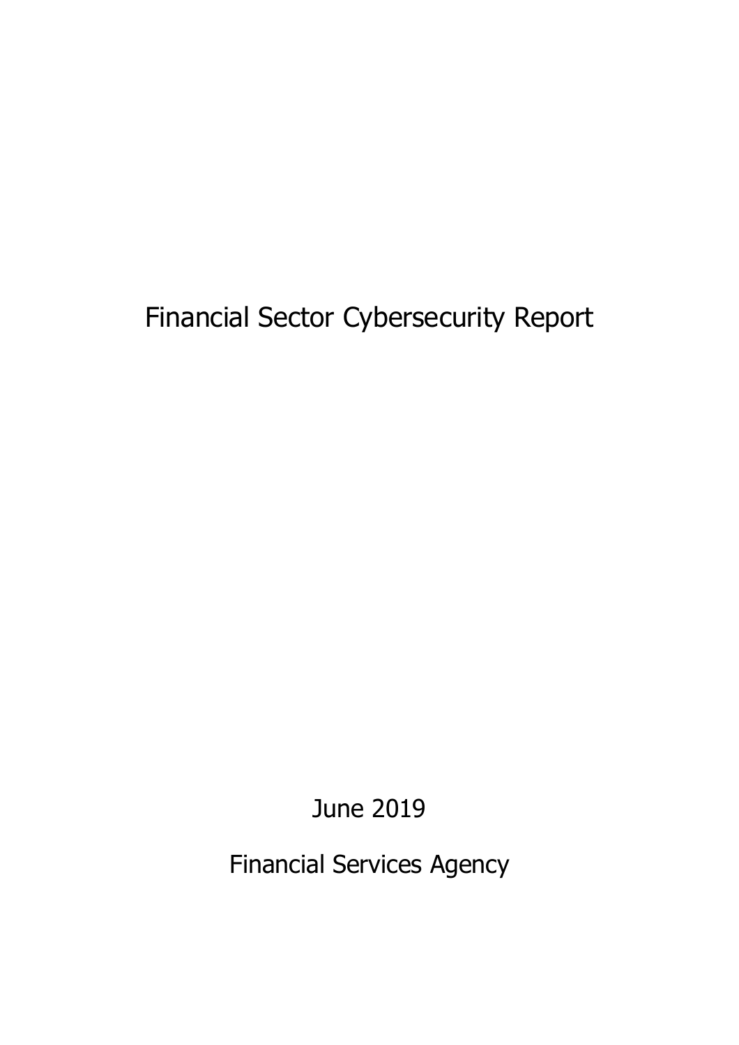# Financial Sector Cybersecurity Report

June 2019

Financial Services Agency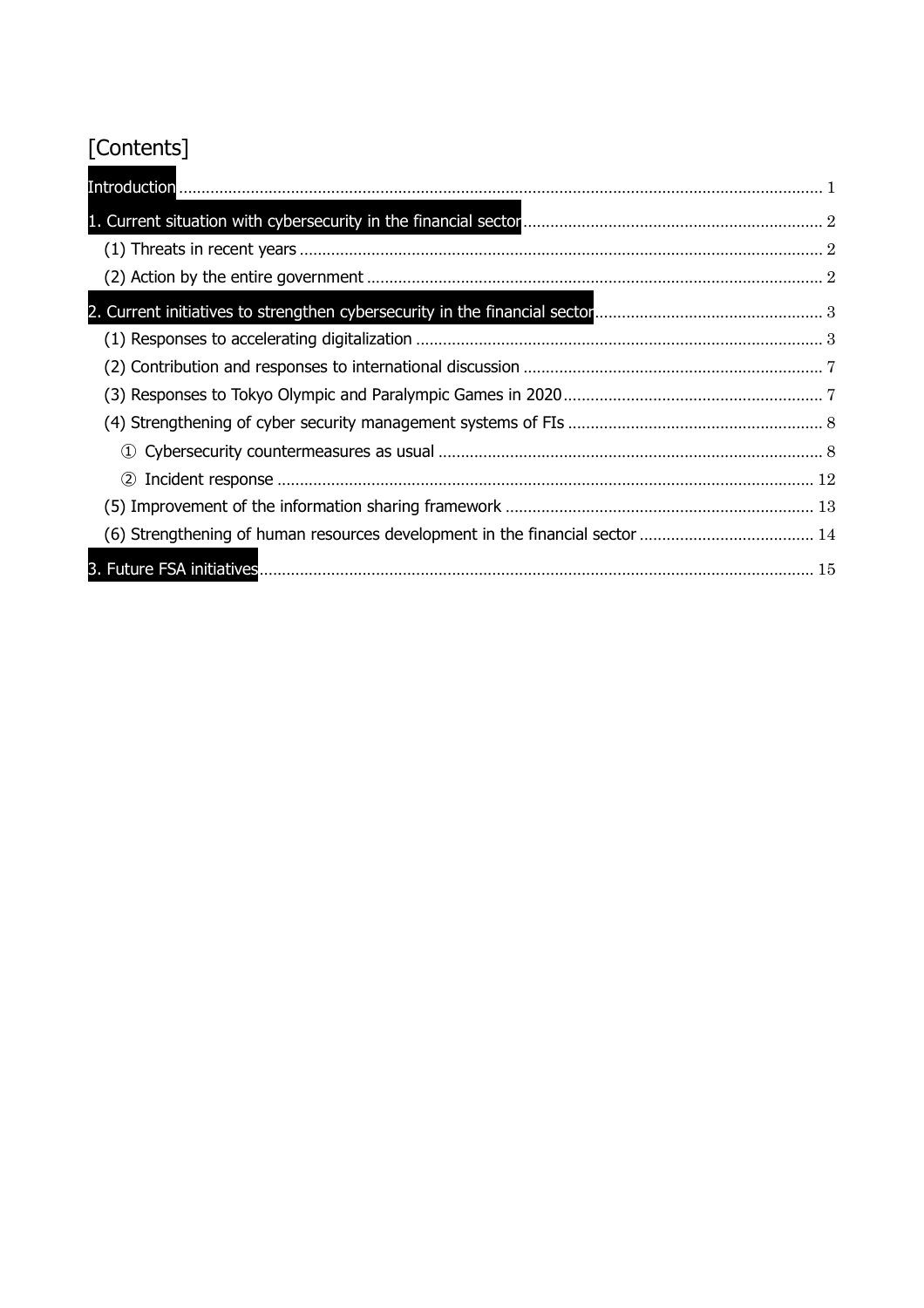# [Contents]

Introduction ............ 1

1. Current situation with cybersecurity in the financial sector ............ 2
   - (1) Threats in recent years ............ 2
   - (2) Action by the entire government ............ 2

2. Current initiatives to strengthen cybersecurity in the financial sector ............ 3
   - (1) Responses to accelerating digitalization ............ 3
   - (2) Contribution and responses to international discussion ............ 7
   - (3) Responses to Tokyo Olympic and Paralympic Games in 2020 ............ 7
   - (4) Strengthening of cyber security management systems of FIs ............ 8
     - ① Cybersecurity countermeasures as usual ............ 8
     - ② Incident response ............ 12
   - (5) Improvement of the information sharing framework ............ 13
   - (6) Strengthening of human resources development in the financial sector ............ 14

3. Future FSA initiatives ............ 15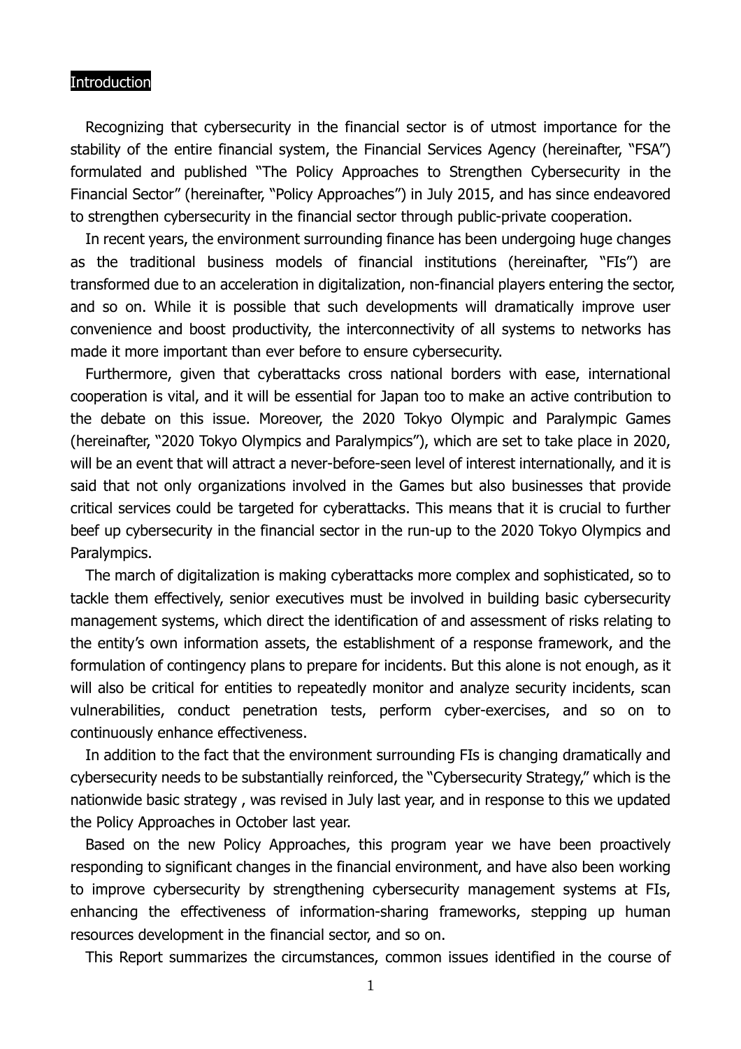# Introduction

Recognizing that cybersecurity in the financial sector is of utmost importance for the stability of the entire financial system, the Financial Services Agency (hereinafter, "FSA") formulated and published "The Policy Approaches to Strengthen Cybersecurity in the Financial Sector" (hereinafter, "Policy Approaches") in July 2015, and has since endeavored to strengthen cybersecurity in the financial sector through public-private cooperation.

In recent years, the environment surrounding finance has been undergoing huge changes as the traditional business models of financial institutions (hereinafter, "FIs") are transformed due to an acceleration in digitalization, non-financial players entering the sector, and so on. While it is possible that such developments will dramatically improve user convenience and boost productivity, the interconnectivity of all systems to networks has made it more important than ever before to ensure cybersecurity.

Furthermore, given that cyberattacks cross national borders with ease, international cooperation is vital, and it will be essential for Japan too to make an active contribution to the debate on this issue. Moreover, the 2020 Tokyo Olympic and Paralympic Games (hereinafter, "2020 Tokyo Olympics and Paralympics"), which are set to take place in 2020, will be an event that will attract a never-before-seen level of interest internationally, and it is said that not only organizations involved in the Games but also businesses that provide critical services could be targeted for cyberattacks. This means that it is crucial to further beef up cybersecurity in the financial sector in the run-up to the 2020 Tokyo Olympics and Paralympics.

The march of digitalization is making cyberattacks more complex and sophisticated, so to tackle them effectively, senior executives must be involved in building basic cybersecurity management systems, which direct the identification of and assessment of risks relating to the entity's own information assets, the establishment of a response framework, and the formulation of contingency plans to prepare for incidents. But this alone is not enough, as it will also be critical for entities to repeatedly monitor and analyze security incidents, scan vulnerabilities, conduct penetration tests, perform cyber-exercises, and so on to continuously enhance effectiveness.

In addition to the fact that the environment surrounding FIs is changing dramatically and cybersecurity needs to be substantially reinforced, the "Cybersecurity Strategy," which is the nationwide basic strategy , was revised in July last year, and in response to this we updated the Policy Approaches in October last year.

Based on the new Policy Approaches, this program year we have been proactively responding to significant changes in the financial environment, and have also been working to improve cybersecurity by strengthening cybersecurity management systems at FIs, enhancing the effectiveness of information-sharing frameworks, stepping up human resources development in the financial sector, and so on.

This Report summarizes the circumstances, common issues identified in the course of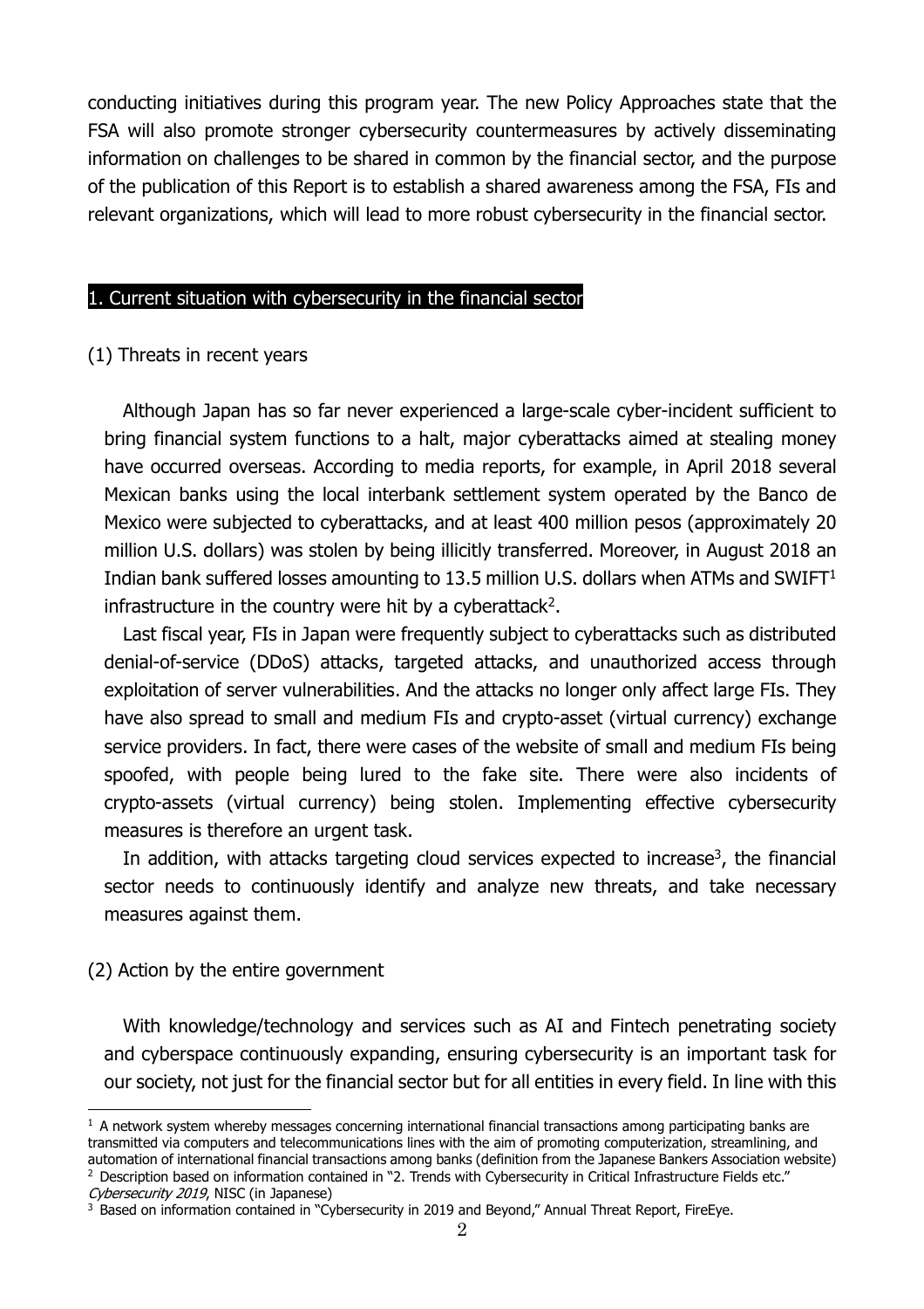conducting initiatives during this program year. The new Policy Approaches state that the FSA will also promote stronger cybersecurity countermeasures by actively disseminating information on challenges to be shared in common by the financial sector, and the purpose of the publication of this Report is to establish a shared awareness among the FSA, FIs and relevant organizations, which will lead to more robust cybersecurity in the financial sector.

## 1. Current situation with cybersecurity in the financial sector

### (1) Threats in recent years

Although Japan has so far never experienced a large-scale cyber-incident sufficient to bring financial system functions to a halt, major cyberattacks aimed at stealing money have occurred overseas. According to media reports, for example, in April 2018 several Mexican banks using the local interbank settlement system operated by the Banco de Mexico were subjected to cyberattacks, and at least 400 million pesos (approximately 20 million U.S. dollars) was stolen by being illicitly transferred. Moreover, in August 2018 an Indian bank suffered losses amounting to 13.5 million U.S. dollars when ATMs and SWIFT[1] infrastructure in the country were hit by a cyberattack[2].

Last fiscal year, FIs in Japan were frequently subject to cyberattacks such as distributed denial-of-service (DDoS) attacks, targeted attacks, and unauthorized access through exploitation of server vulnerabilities. And the attacks no longer only affect large FIs. They have also spread to small and medium FIs and crypto-asset (virtual currency) exchange service providers. In fact, there were cases of the website of small and medium FIs being spoofed, with people being lured to the fake site. There were also incidents of crypto-assets (virtual currency) being stolen. Implementing effective cybersecurity measures is therefore an urgent task.

In addition, with attacks targeting cloud services expected to increase[3], the financial sector needs to continuously identify and analyze new threats, and take necessary measures against them.

### (2) Action by the entire government

With knowledge/technology and services such as AI and Fintech penetrating society and cyberspace continuously expanding, ensuring cybersecurity is an important task for our society, not just for the financial sector but for all entities in every field. In line with this

---

[1] A network system whereby messages concerning international financial transactions among participating banks are transmitted via computers and telecommunications lines with the aim of promoting computerization, streamlining, and automation of international financial transactions among banks (definition from the Japanese Bankers Association website)

[2] Description based on information contained in "2. Trends with Cybersecurity in Critical Infrastructure Fields etc." *Cybersecurity 2019*, NISC (in Japanese)

[3] Based on information contained in "Cybersecurity in 2019 and Beyond," Annual Threat Report, FireEye.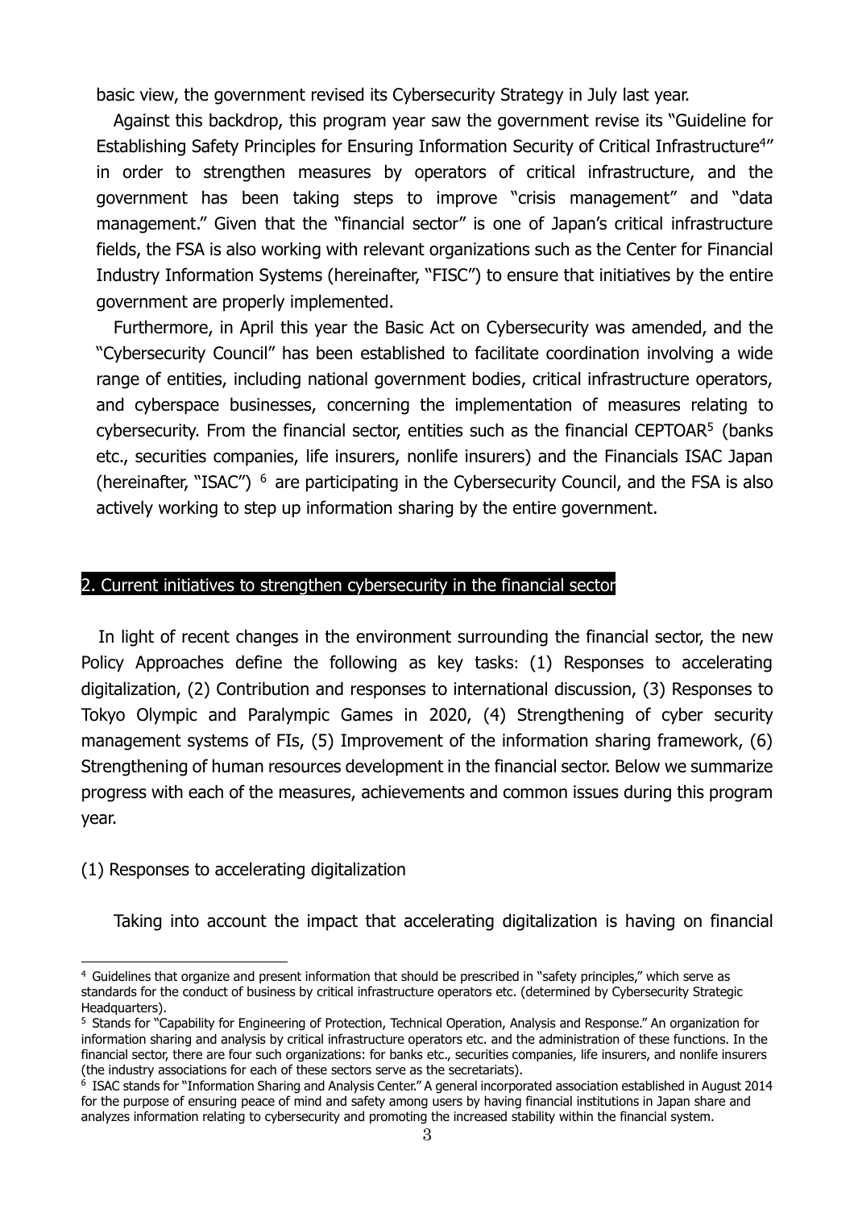basic view, the government revised its Cybersecurity Strategy in July last year.

Against this backdrop, this program year saw the government revise its "Guideline for Establishing Safety Principles for Ensuring Information Security of Critical Infrastructure[4]" in order to strengthen measures by operators of critical infrastructure, and the government has been taking steps to improve "crisis management" and "data management." Given that the "financial sector" is one of Japan's critical infrastructure fields, the FSA is also working with relevant organizations such as the Center for Financial Industry Information Systems (hereinafter, "FISC") to ensure that initiatives by the entire government are properly implemented.

Furthermore, in April this year the Basic Act on Cybersecurity was amended, and the "Cybersecurity Council" has been established to facilitate coordination involving a wide range of entities, including national government bodies, critical infrastructure operators, and cyberspace businesses, concerning the implementation of measures relating to cybersecurity. From the financial sector, entities such as the financial CEPTOAR[5] (banks etc., securities companies, life insurers, nonlife insurers) and the Financials ISAC Japan (hereinafter, "ISAC") [6] are participating in the Cybersecurity Council, and the FSA is also actively working to step up information sharing by the entire government.

## 2. Current initiatives to strengthen cybersecurity in the financial sector

In light of recent changes in the environment surrounding the financial sector, the new Policy Approaches define the following as key tasks: (1) Responses to accelerating digitalization, (2) Contribution and responses to international discussion, (3) Responses to Tokyo Olympic and Paralympic Games in 2020, (4) Strengthening of cyber security management systems of FIs, (5) Improvement of the information sharing framework, (6) Strengthening of human resources development in the financial sector. Below we summarize progress with each of the measures, achievements and common issues during this program year.

### (1) Responses to accelerating digitalization

Taking into account the impact that accelerating digitalization is having on financial

---

[4] Guidelines that organize and present information that should be prescribed in "safety principles," which serve as standards for the conduct of business by critical infrastructure operators etc. (determined by Cybersecurity Strategic Headquarters).

[5] Stands for "Capability for Engineering of Protection, Technical Operation, Analysis and Response." An organization for information sharing and analysis by critical infrastructure operators etc. and the administration of these functions. In the financial sector, there are four such organizations: for banks etc., securities companies, life insurers, and nonlife insurers (the industry associations for each of these sectors serve as the secretariats).

[6] ISAC stands for "Information Sharing and Analysis Center." A general incorporated association established in August 2014 for the purpose of ensuring peace of mind and safety among users by having financial institutions in Japan share and analyzes information relating to cybersecurity and promoting the increased stability within the financial system.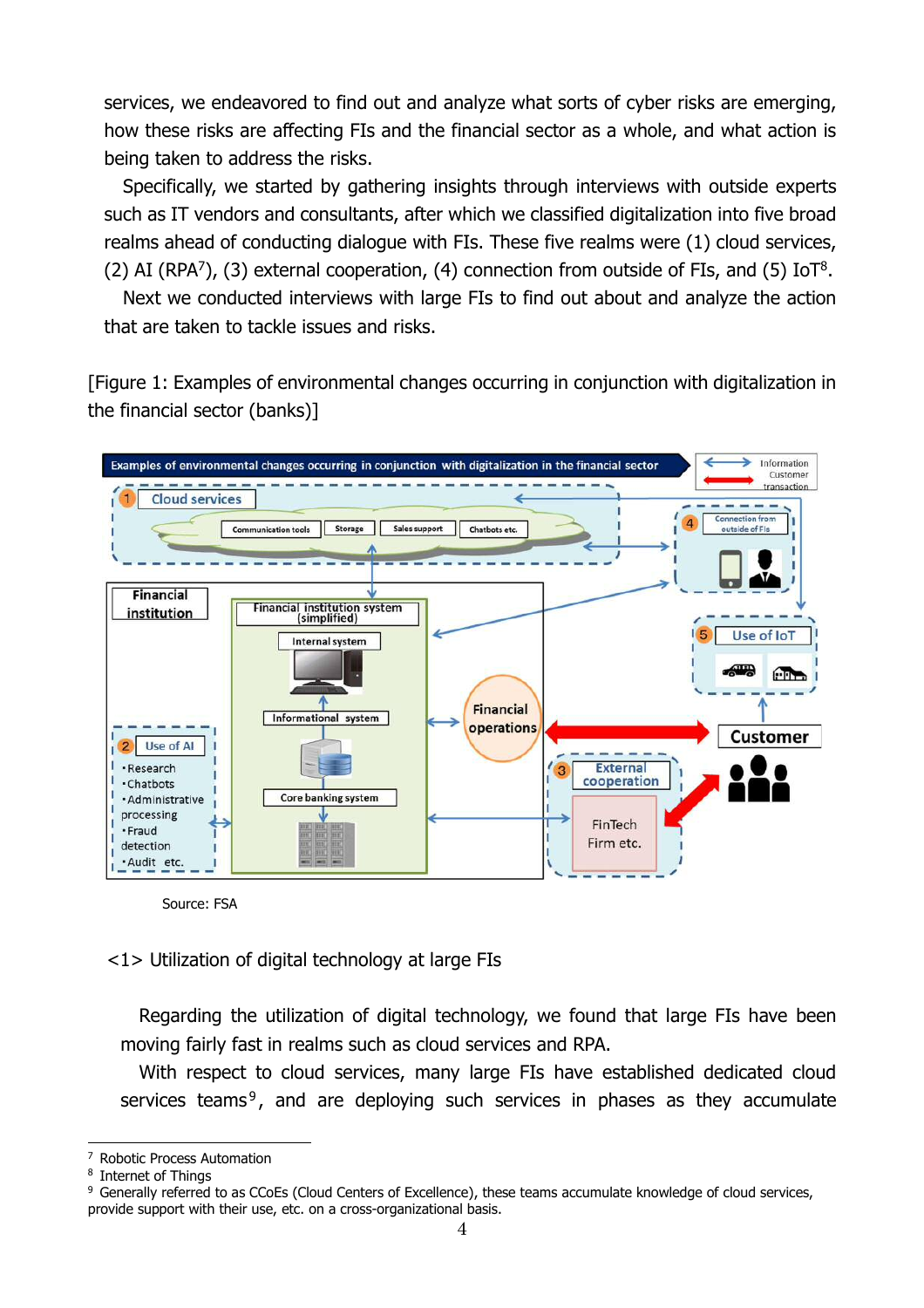services, we endeavored to find out and analyze what sorts of cyber risks are emerging, how these risks are affecting FIs and the financial sector as a whole, and what action is being taken to address the risks.

Specifically, we started by gathering insights through interviews with outside experts such as IT vendors and consultants, after which we classified digitalization into five broad realms ahead of conducting dialogue with FIs. These five realms were (1) cloud services, (2) AI (RPA[7]), (3) external cooperation, (4) connection from outside of FIs, and (5) IoT[8].

Next we conducted interviews with large FIs to find out about and analyze the action that are taken to tackle issues and risks.

[Figure 1: Examples of environmental changes occurring in conjunction with digitalization in the financial sector (banks)]

Source: FSA

<1> Utilization of digital technology at large FIs

Regarding the utilization of digital technology, we found that large FIs have been moving fairly fast in realms such as cloud services and RPA.

With respect to cloud services, many large FIs have established dedicated cloud services teams[9], and are deploying such services in phases as they accumulate

---

[7] Robotic Process Automation

[8] Internet of Things

[9] Generally referred to as CCoEs (Cloud Centers of Excellence), these teams accumulate knowledge of cloud services, provide support with their use, etc. on a cross-organizational basis.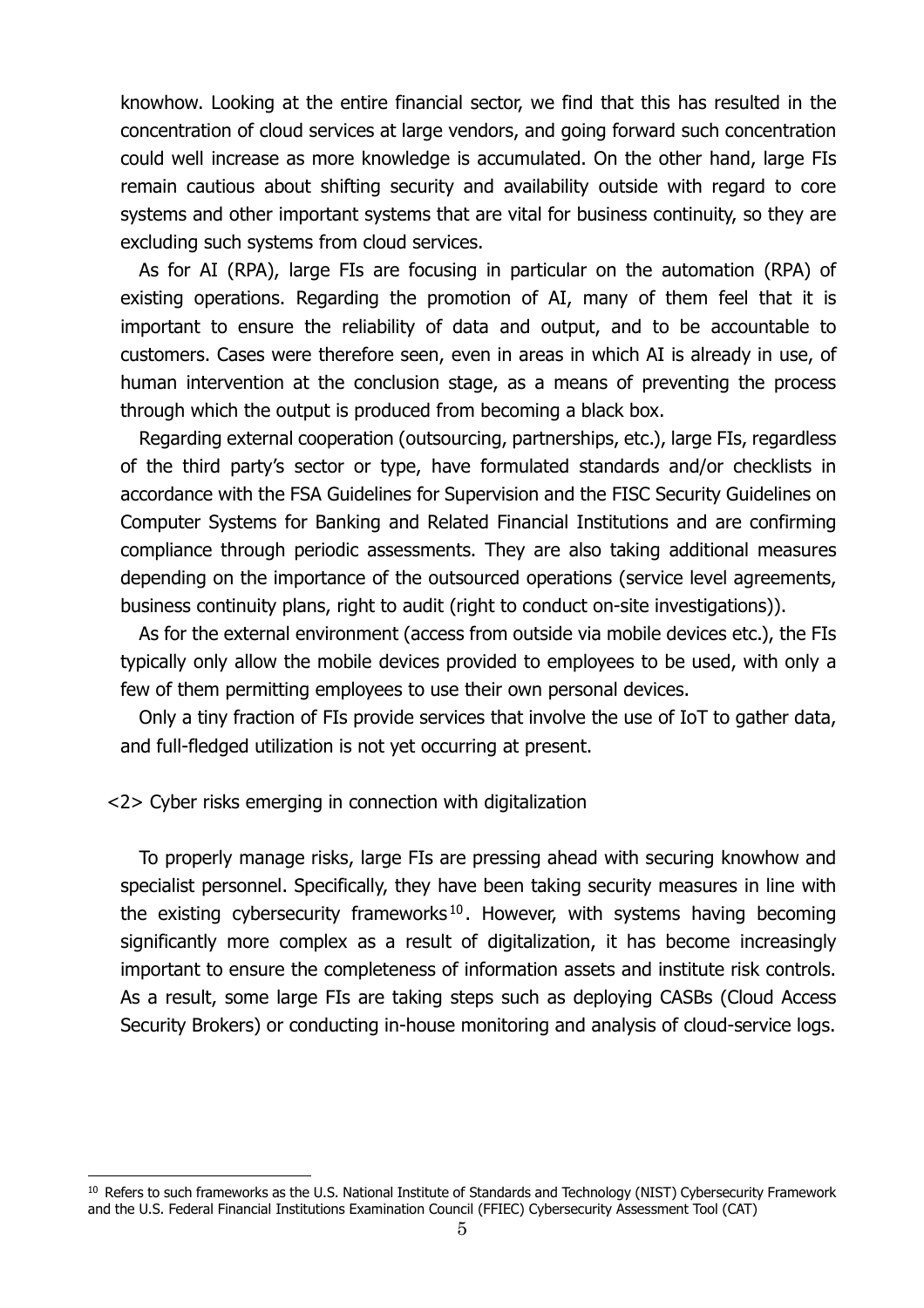knowhow. Looking at the entire financial sector, we find that this has resulted in the concentration of cloud services at large vendors, and going forward such concentration could well increase as more knowledge is accumulated. On the other hand, large FIs remain cautious about shifting security and availability outside with regard to core systems and other important systems that are vital for business continuity, so they are excluding such systems from cloud services.

As for AI (RPA), large FIs are focusing in particular on the automation (RPA) of existing operations. Regarding the promotion of AI, many of them feel that it is important to ensure the reliability of data and output, and to be accountable to customers. Cases were therefore seen, even in areas in which AI is already in use, of human intervention at the conclusion stage, as a means of preventing the process through which the output is produced from becoming a black box.

Regarding external cooperation (outsourcing, partnerships, etc.), large FIs, regardless of the third party's sector or type, have formulated standards and/or checklists in accordance with the FSA Guidelines for Supervision and the FISC Security Guidelines on Computer Systems for Banking and Related Financial Institutions and are confirming compliance through periodic assessments. They are also taking additional measures depending on the importance of the outsourced operations (service level agreements, business continuity plans, right to audit (right to conduct on-site investigations)).

As for the external environment (access from outside via mobile devices etc.), the FIs typically only allow the mobile devices provided to employees to be used, with only a few of them permitting employees to use their own personal devices.

Only a tiny fraction of FIs provide services that involve the use of IoT to gather data, and full-fledged utilization is not yet occurring at present.

<2> Cyber risks emerging in connection with digitalization

To properly manage risks, large FIs are pressing ahead with securing knowhow and specialist personnel. Specifically, they have been taking security measures in line with the existing cybersecurity frameworks[10]. However, with systems having becoming significantly more complex as a result of digitalization, it has become increasingly important to ensure the completeness of information assets and institute risk controls. As a result, some large FIs are taking steps such as deploying CASBs (Cloud Access Security Brokers) or conducting in-house monitoring and analysis of cloud-service logs.

[10] Refers to such frameworks as the U.S. National Institute of Standards and Technology (NIST) Cybersecurity Framework and the U.S. Federal Financial Institutions Examination Council (FFIEC) Cybersecurity Assessment Tool (CAT)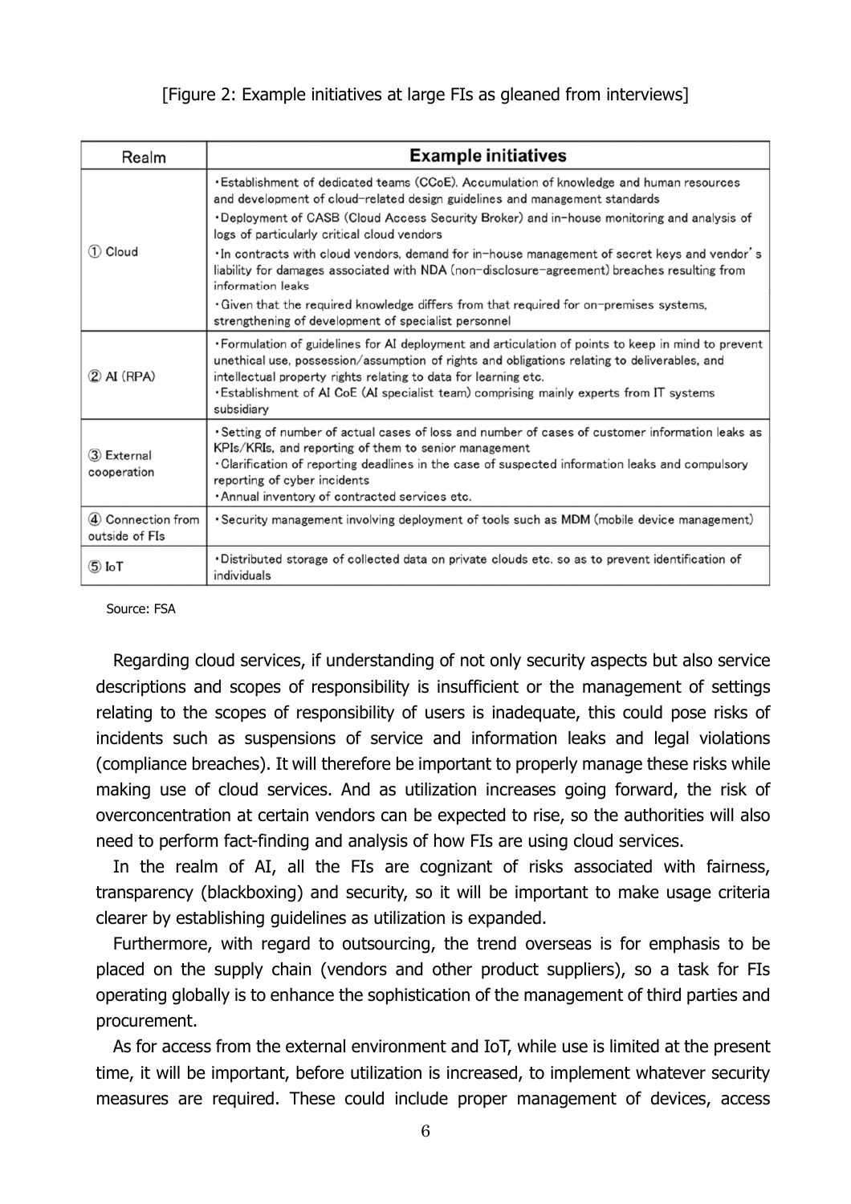[Figure 2: Example initiatives at large FIs as gleaned from interviews]

| Realm | Example initiatives |
|---|---|
| ① Cloud | ・Establishment of dedicated teams (CCoE). Accumulation of knowledge and human resources and development of cloud-related design guidelines and management standards<br>・Deployment of CASB (Cloud Access Security Broker) and in-house monitoring and analysis of logs of particularly critical cloud vendors<br>・In contracts with cloud vendors, demand for in-house management of secret keys and vendor's liability for damages associated with NDA (non-disclosure-agreement) breaches resulting from information leaks<br>・Given that the required knowledge differs from that required for on-premises systems, strengthening of development of specialist personnel |
| ② AI (RPA) | ・Formulation of guidelines for AI deployment and articulation of points to keep in mind to prevent unethical use, possession/assumption of rights and obligations relating to deliverables, and intellectual property rights relating to data for learning etc.<br>・Establishment of AI CoE (AI specialist team) comprising mainly experts from IT systems subsidiary |
| ③ External cooperation | ・Setting of number of actual cases of loss and number of cases of customer information leaks as KPIs/KRIs, and reporting of them to senior management<br>・Clarification of reporting deadlines in the case of suspected information leaks and compulsory reporting of cyber incidents<br>・Annual inventory of contracted services etc. |
| ④ Connection from outside of FIs | ・Security management involving deployment of tools such as MDM (mobile device management) |
| ⑤ IoT | ・Distributed storage of collected data on private clouds etc. so as to prevent identification of individuals |

Source: FSA

Regarding cloud services, if understanding of not only security aspects but also service descriptions and scopes of responsibility is insufficient or the management of settings relating to the scopes of responsibility of users is inadequate, this could pose risks of incidents such as suspensions of service and information leaks and legal violations (compliance breaches). It will therefore be important to properly manage these risks while making use of cloud services. And as utilization increases going forward, the risk of overconcentration at certain vendors can be expected to rise, so the authorities will also need to perform fact-finding and analysis of how FIs are using cloud services.

In the realm of AI, all the FIs are cognizant of risks associated with fairness, transparency (blackboxing) and security, so it will be important to make usage criteria clearer by establishing guidelines as utilization is expanded.

Furthermore, with regard to outsourcing, the trend overseas is for emphasis to be placed on the supply chain (vendors and other product suppliers), so a task for FIs operating globally is to enhance the sophistication of the management of third parties and procurement.

As for access from the external environment and IoT, while use is limited at the present time, it will be important, before utilization is increased, to implement whatever security measures are required. These could include proper management of devices, access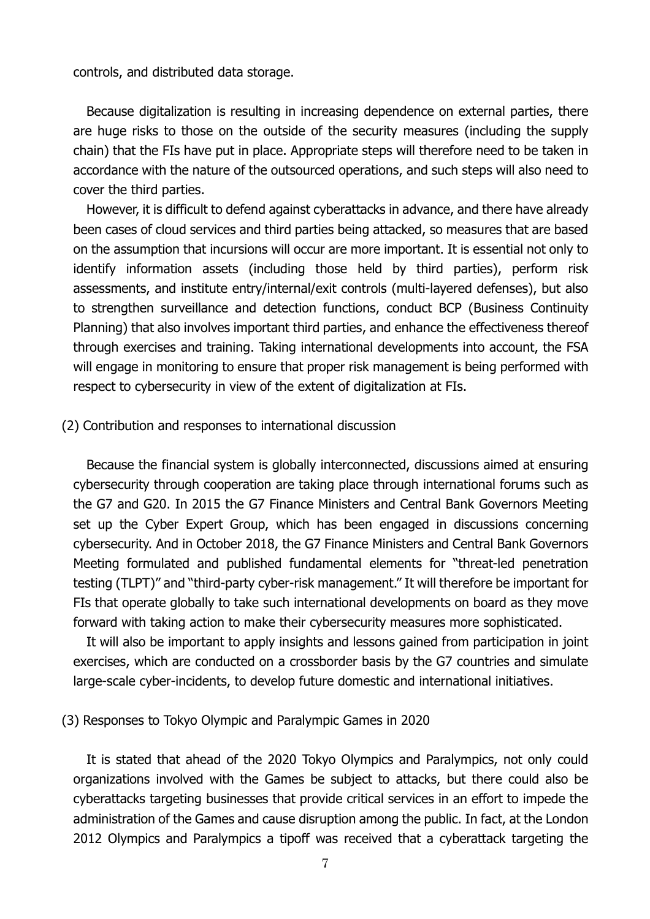controls, and distributed data storage.

Because digitalization is resulting in increasing dependence on external parties, there are huge risks to those on the outside of the security measures (including the supply chain) that the FIs have put in place. Appropriate steps will therefore need to be taken in accordance with the nature of the outsourced operations, and such steps will also need to cover the third parties.

However, it is difficult to defend against cyberattacks in advance, and there have already been cases of cloud services and third parties being attacked, so measures that are based on the assumption that incursions will occur are more important. It is essential not only to identify information assets (including those held by third parties), perform risk assessments, and institute entry/internal/exit controls (multi-layered defenses), but also to strengthen surveillance and detection functions, conduct BCP (Business Continuity Planning) that also involves important third parties, and enhance the effectiveness thereof through exercises and training. Taking international developments into account, the FSA will engage in monitoring to ensure that proper risk management is being performed with respect to cybersecurity in view of the extent of digitalization at FIs.

### (2) Contribution and responses to international discussion

Because the financial system is globally interconnected, discussions aimed at ensuring cybersecurity through cooperation are taking place through international forums such as the G7 and G20. In 2015 the G7 Finance Ministers and Central Bank Governors Meeting set up the Cyber Expert Group, which has been engaged in discussions concerning cybersecurity. And in October 2018, the G7 Finance Ministers and Central Bank Governors Meeting formulated and published fundamental elements for "threat-led penetration testing (TLPT)" and "third-party cyber-risk management." It will therefore be important for FIs that operate globally to take such international developments on board as they move forward with taking action to make their cybersecurity measures more sophisticated.

It will also be important to apply insights and lessons gained from participation in joint exercises, which are conducted on a crossborder basis by the G7 countries and simulate large-scale cyber-incidents, to develop future domestic and international initiatives.

### (3) Responses to Tokyo Olympic and Paralympic Games in 2020

It is stated that ahead of the 2020 Tokyo Olympics and Paralympics, not only could organizations involved with the Games be subject to attacks, but there could also be cyberattacks targeting businesses that provide critical services in an effort to impede the administration of the Games and cause disruption among the public. In fact, at the London 2012 Olympics and Paralympics a tipoff was received that a cyberattack targeting the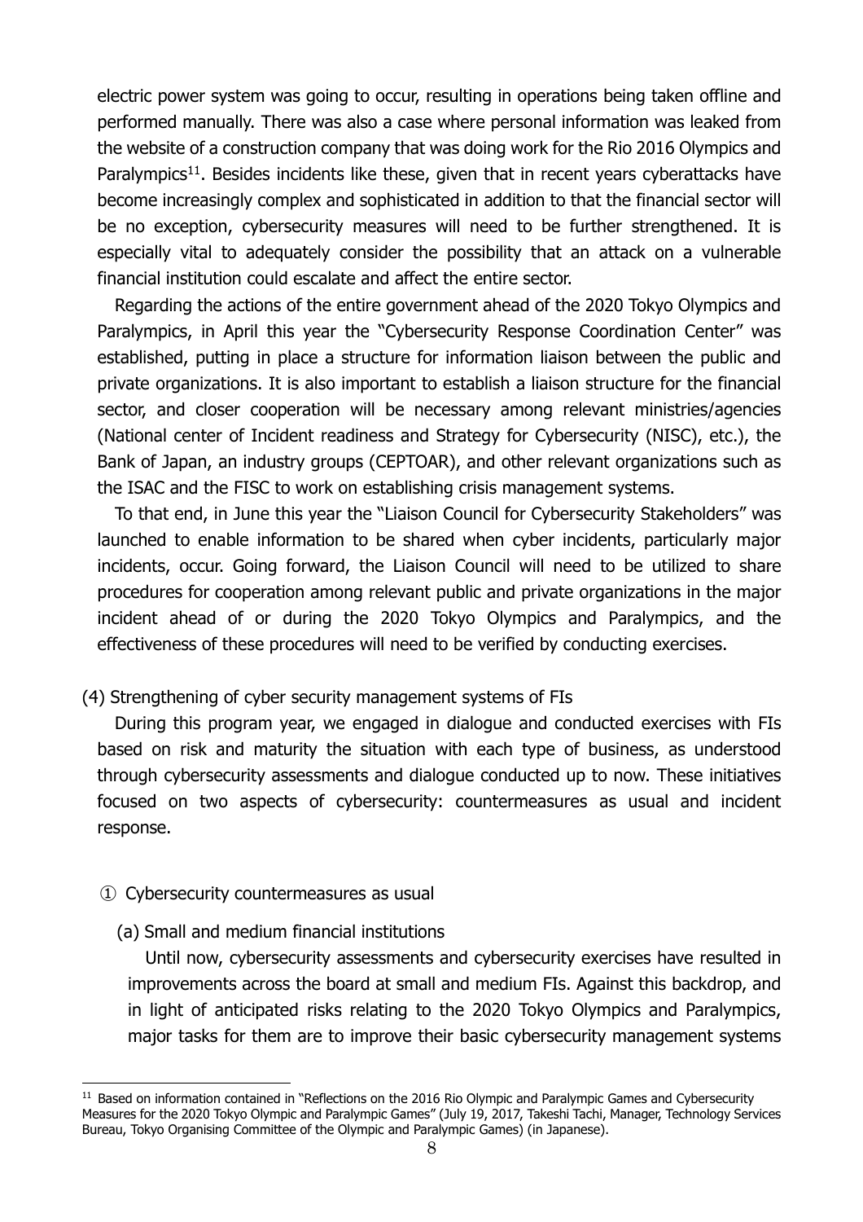electric power system was going to occur, resulting in operations being taken offline and performed manually. There was also a case where personal information was leaked from the website of a construction company that was doing work for the Rio 2016 Olympics and Paralympics[11]. Besides incidents like these, given that in recent years cyberattacks have become increasingly complex and sophisticated in addition to that the financial sector will be no exception, cybersecurity measures will need to be further strengthened. It is especially vital to adequately consider the possibility that an attack on a vulnerable financial institution could escalate and affect the entire sector.

Regarding the actions of the entire government ahead of the 2020 Tokyo Olympics and Paralympics, in April this year the "Cybersecurity Response Coordination Center" was established, putting in place a structure for information liaison between the public and private organizations. It is also important to establish a liaison structure for the financial sector, and closer cooperation will be necessary among relevant ministries/agencies (National center of Incident readiness and Strategy for Cybersecurity (NISC), etc.), the Bank of Japan, an industry groups (CEPTOAR), and other relevant organizations such as the ISAC and the FISC to work on establishing crisis management systems.

To that end, in June this year the "Liaison Council for Cybersecurity Stakeholders" was launched to enable information to be shared when cyber incidents, particularly major incidents, occur. Going forward, the Liaison Council will need to be utilized to share procedures for cooperation among relevant public and private organizations in the major incident ahead of or during the 2020 Tokyo Olympics and Paralympics, and the effectiveness of these procedures will need to be verified by conducting exercises.

(4) Strengthening of cyber security management systems of FIs

During this program year, we engaged in dialogue and conducted exercises with FIs based on risk and maturity the situation with each type of business, as understood through cybersecurity assessments and dialogue conducted up to now. These initiatives focused on two aspects of cybersecurity: countermeasures as usual and incident response.

① Cybersecurity countermeasures as usual

(a) Small and medium financial institutions

Until now, cybersecurity assessments and cybersecurity exercises have resulted in improvements across the board at small and medium FIs. Against this backdrop, and in light of anticipated risks relating to the 2020 Tokyo Olympics and Paralympics, major tasks for them are to improve their basic cybersecurity management systems

[11] Based on information contained in "Reflections on the 2016 Rio Olympic and Paralympic Games and Cybersecurity Measures for the 2020 Tokyo Olympic and Paralympic Games" (July 19, 2017, Takeshi Tachi, Manager, Technology Services Bureau, Tokyo Organising Committee of the Olympic and Paralympic Games) (in Japanese).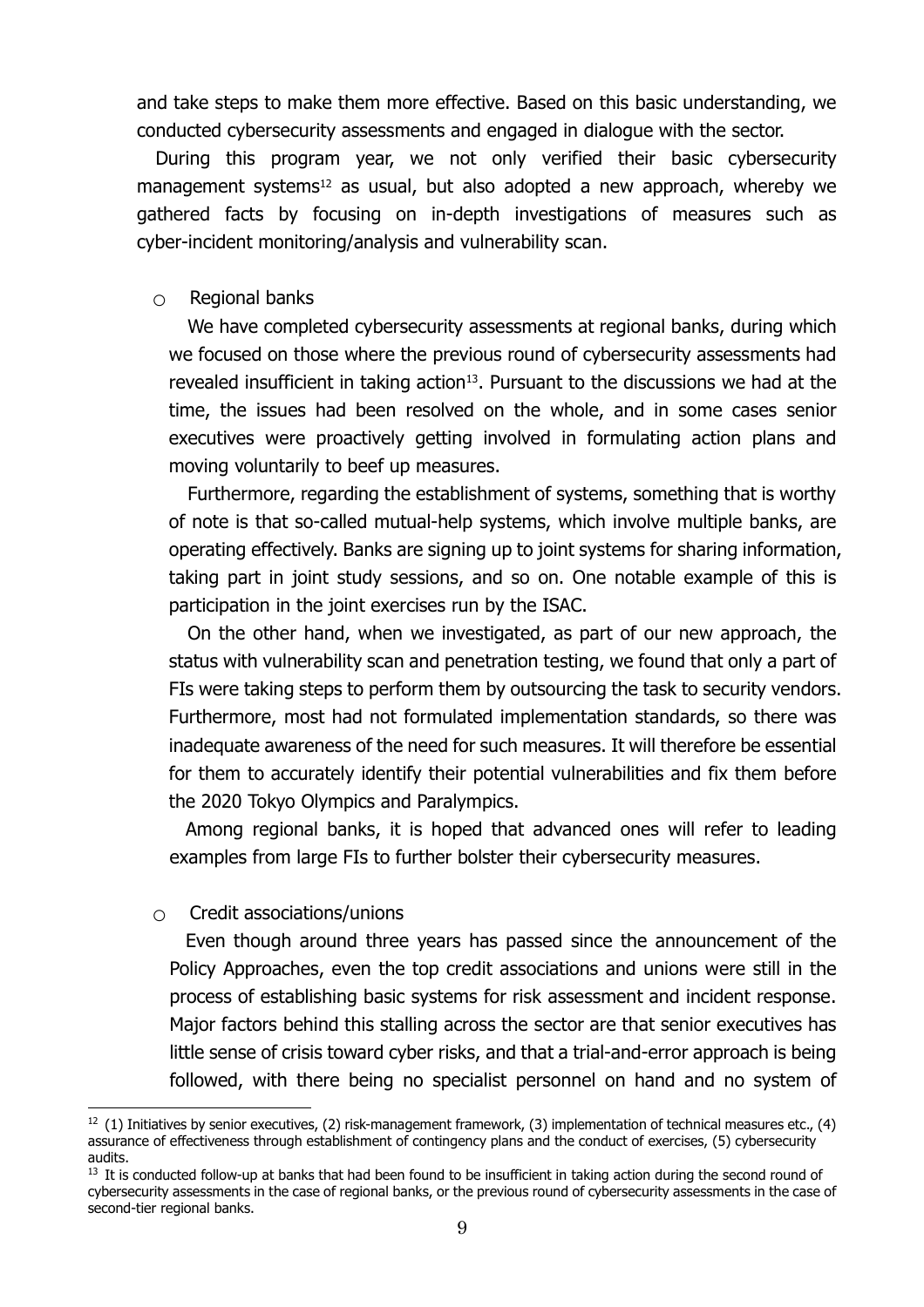and take steps to make them more effective. Based on this basic understanding, we conducted cybersecurity assessments and engaged in dialogue with the sector.

During this program year, we not only verified their basic cybersecurity management systems[12] as usual, but also adopted a new approach, whereby we gathered facts by focusing on in-depth investigations of measures such as cyber-incident monitoring/analysis and vulnerability scan.

○ Regional banks

We have completed cybersecurity assessments at regional banks, during which we focused on those where the previous round of cybersecurity assessments had revealed insufficient in taking action[13]. Pursuant to the discussions we had at the time, the issues had been resolved on the whole, and in some cases senior executives were proactively getting involved in formulating action plans and moving voluntarily to beef up measures.

Furthermore, regarding the establishment of systems, something that is worthy of note is that so-called mutual-help systems, which involve multiple banks, are operating effectively. Banks are signing up to joint systems for sharing information, taking part in joint study sessions, and so on. One notable example of this is participation in the joint exercises run by the ISAC.

On the other hand, when we investigated, as part of our new approach, the status with vulnerability scan and penetration testing, we found that only a part of FIs were taking steps to perform them by outsourcing the task to security vendors. Furthermore, most had not formulated implementation standards, so there was inadequate awareness of the need for such measures. It will therefore be essential for them to accurately identify their potential vulnerabilities and fix them before the 2020 Tokyo Olympics and Paralympics.

Among regional banks, it is hoped that advanced ones will refer to leading examples from large FIs to further bolster their cybersecurity measures.

○ Credit associations/unions

Even though around three years has passed since the announcement of the Policy Approaches, even the top credit associations and unions were still in the process of establishing basic systems for risk assessment and incident response. Major factors behind this stalling across the sector are that senior executives has little sense of crisis toward cyber risks, and that a trial-and-error approach is being followed, with there being no specialist personnel on hand and no system of

---

[12] (1) Initiatives by senior executives, (2) risk-management framework, (3) implementation of technical measures etc., (4) assurance of effectiveness through establishment of contingency plans and the conduct of exercises, (5) cybersecurity audits.

[13] It is conducted follow-up at banks that had been found to be insufficient in taking action during the second round of cybersecurity assessments in the case of regional banks, or the previous round of cybersecurity assessments in the case of second-tier regional banks.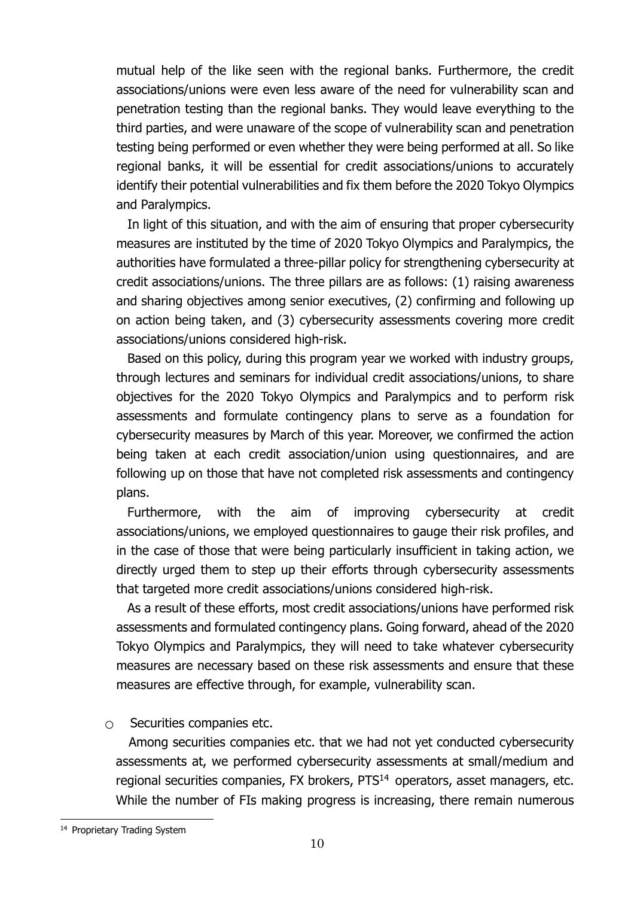mutual help of the like seen with the regional banks. Furthermore, the credit associations/unions were even less aware of the need for vulnerability scan and penetration testing than the regional banks. They would leave everything to the third parties, and were unaware of the scope of vulnerability scan and penetration testing being performed or even whether they were being performed at all. So like regional banks, it will be essential for credit associations/unions to accurately identify their potential vulnerabilities and fix them before the 2020 Tokyo Olympics and Paralympics.

In light of this situation, and with the aim of ensuring that proper cybersecurity measures are instituted by the time of 2020 Tokyo Olympics and Paralympics, the authorities have formulated a three-pillar policy for strengthening cybersecurity at credit associations/unions. The three pillars are as follows: (1) raising awareness and sharing objectives among senior executives, (2) confirming and following up on action being taken, and (3) cybersecurity assessments covering more credit associations/unions considered high-risk.

Based on this policy, during this program year we worked with industry groups, through lectures and seminars for individual credit associations/unions, to share objectives for the 2020 Tokyo Olympics and Paralympics and to perform risk assessments and formulate contingency plans to serve as a foundation for cybersecurity measures by March of this year. Moreover, we confirmed the action being taken at each credit association/union using questionnaires, and are following up on those that have not completed risk assessments and contingency plans.

Furthermore, with the aim of improving cybersecurity at credit associations/unions, we employed questionnaires to gauge their risk profiles, and in the case of those that were being particularly insufficient in taking action, we directly urged them to step up their efforts through cybersecurity assessments that targeted more credit associations/unions considered high-risk.

As a result of these efforts, most credit associations/unions have performed risk assessments and formulated contingency plans. Going forward, ahead of the 2020 Tokyo Olympics and Paralympics, they will need to take whatever cybersecurity measures are necessary based on these risk assessments and ensure that these measures are effective through, for example, vulnerability scan.

○ Securities companies etc.

Among securities companies etc. that we had not yet conducted cybersecurity assessments at, we performed cybersecurity assessments at small/medium and regional securities companies, FX brokers, PTS[14] operators, asset managers, etc. While the number of FIs making progress is increasing, there remain numerous

[14] Proprietary Trading System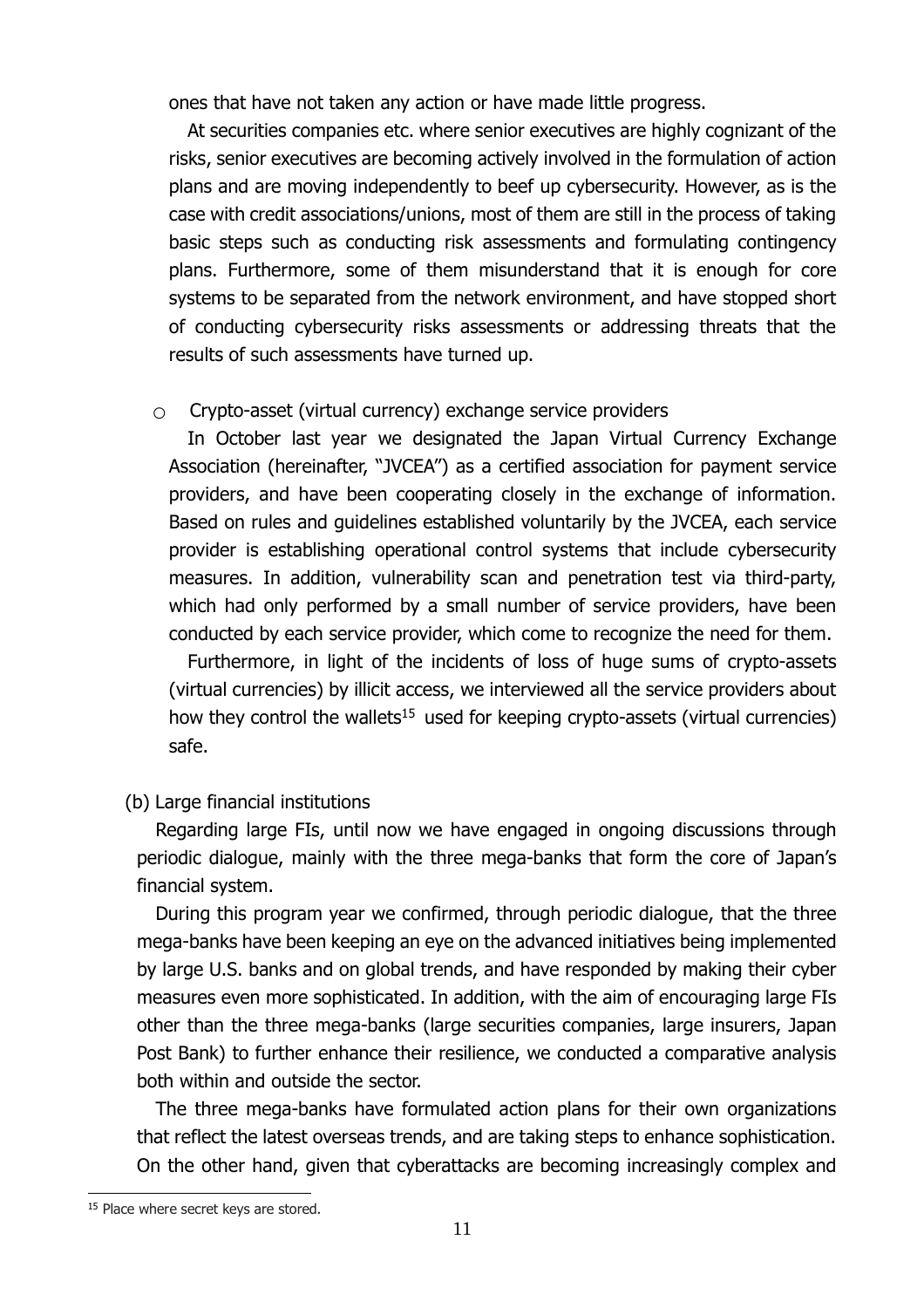ones that have not taken any action or have made little progress.

At securities companies etc. where senior executives are highly cognizant of the risks, senior executives are becoming actively involved in the formulation of action plans and are moving independently to beef up cybersecurity. However, as is the case with credit associations/unions, most of them are still in the process of taking basic steps such as conducting risk assessments and formulating contingency plans. Furthermore, some of them misunderstand that it is enough for core systems to be separated from the network environment, and have stopped short of conducting cybersecurity risks assessments or addressing threats that the results of such assessments have turned up.

- Crypto-asset (virtual currency) exchange service providers

  In October last year we designated the Japan Virtual Currency Exchange Association (hereinafter, "JVCEA") as a certified association for payment service providers, and have been cooperating closely in the exchange of information. Based on rules and guidelines established voluntarily by the JVCEA, each service provider is establishing operational control systems that include cybersecurity measures. In addition, vulnerability scan and penetration test via third-party, which had only performed by a small number of service providers, have been conducted by each service provider, which come to recognize the need for them.

  Furthermore, in light of the incidents of loss of huge sums of crypto-assets (virtual currencies) by illicit access, we interviewed all the service providers about how they control the wallets[15] used for keeping crypto-assets (virtual currencies) safe.

(b) Large financial institutions

Regarding large FIs, until now we have engaged in ongoing discussions through periodic dialogue, mainly with the three mega-banks that form the core of Japan's financial system.

During this program year we confirmed, through periodic dialogue, that the three mega-banks have been keeping an eye on the advanced initiatives being implemented by large U.S. banks and on global trends, and have responded by making their cyber measures even more sophisticated. In addition, with the aim of encouraging large FIs other than the three mega-banks (large securities companies, large insurers, Japan Post Bank) to further enhance their resilience, we conducted a comparative analysis both within and outside the sector.

The three mega-banks have formulated action plans for their own organizations that reflect the latest overseas trends, and are taking steps to enhance sophistication. On the other hand, given that cyberattacks are becoming increasingly complex and

[15] Place where secret keys are stored.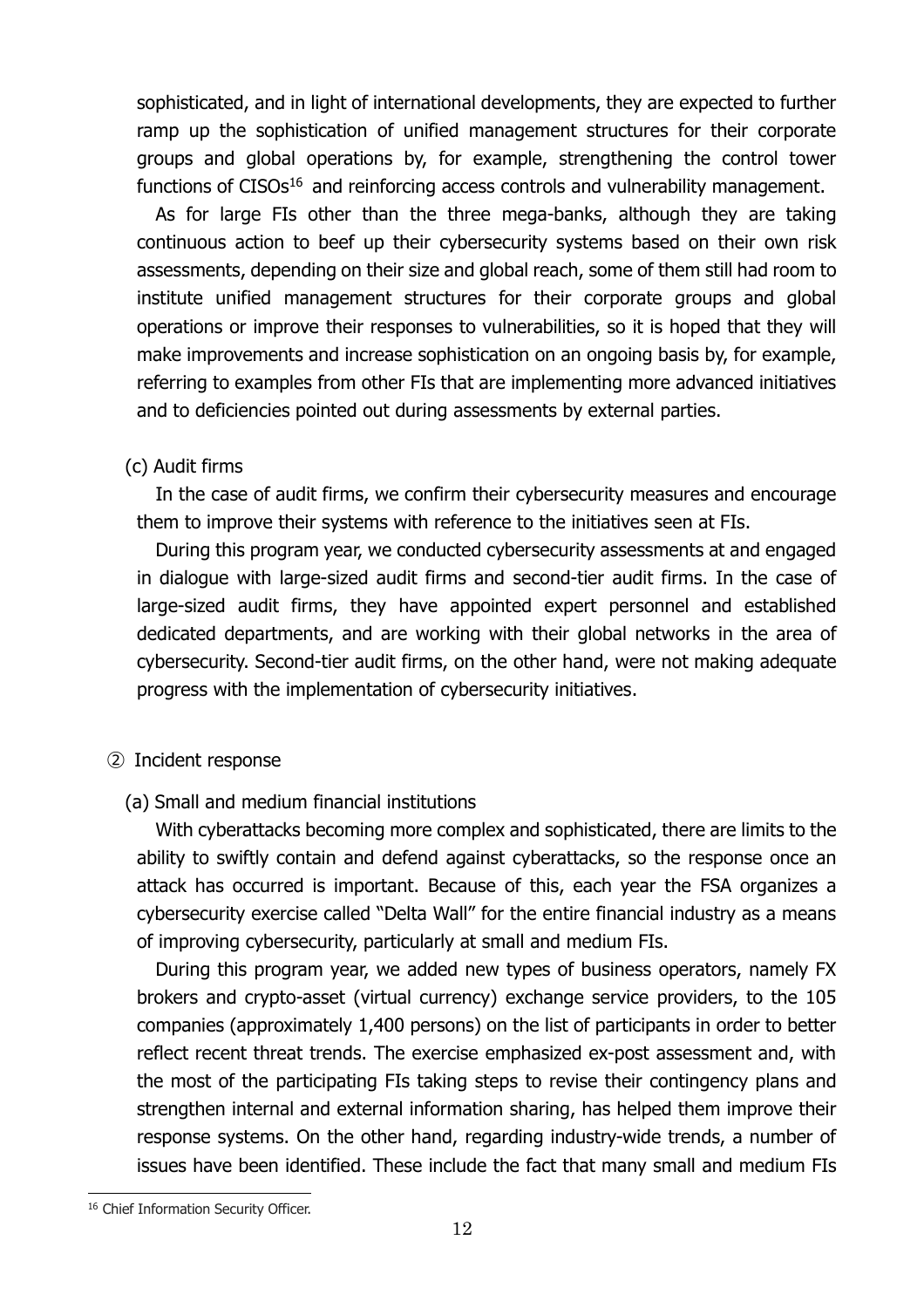sophisticated, and in light of international developments, they are expected to further ramp up the sophistication of unified management structures for their corporate groups and global operations by, for example, strengthening the control tower functions of CISOs[16] and reinforcing access controls and vulnerability management.

As for large FIs other than the three mega-banks, although they are taking continuous action to beef up their cybersecurity systems based on their own risk assessments, depending on their size and global reach, some of them still had room to institute unified management structures for their corporate groups and global operations or improve their responses to vulnerabilities, so it is hoped that they will make improvements and increase sophistication on an ongoing basis by, for example, referring to examples from other FIs that are implementing more advanced initiatives and to deficiencies pointed out during assessments by external parties.

(c) Audit firms

In the case of audit firms, we confirm their cybersecurity measures and encourage them to improve their systems with reference to the initiatives seen at FIs.

During this program year, we conducted cybersecurity assessments at and engaged in dialogue with large-sized audit firms and second-tier audit firms. In the case of large-sized audit firms, they have appointed expert personnel and established dedicated departments, and are working with their global networks in the area of cybersecurity. Second-tier audit firms, on the other hand, were not making adequate progress with the implementation of cybersecurity initiatives.

② Incident response

(a) Small and medium financial institutions

With cyberattacks becoming more complex and sophisticated, there are limits to the ability to swiftly contain and defend against cyberattacks, so the response once an attack has occurred is important. Because of this, each year the FSA organizes a cybersecurity exercise called "Delta Wall" for the entire financial industry as a means of improving cybersecurity, particularly at small and medium FIs.

During this program year, we added new types of business operators, namely FX brokers and crypto-asset (virtual currency) exchange service providers, to the 105 companies (approximately 1,400 persons) on the list of participants in order to better reflect recent threat trends. The exercise emphasized ex-post assessment and, with the most of the participating FIs taking steps to revise their contingency plans and strengthen internal and external information sharing, has helped them improve their response systems. On the other hand, regarding industry-wide trends, a number of issues have been identified. These include the fact that many small and medium FIs

[16] Chief Information Security Officer.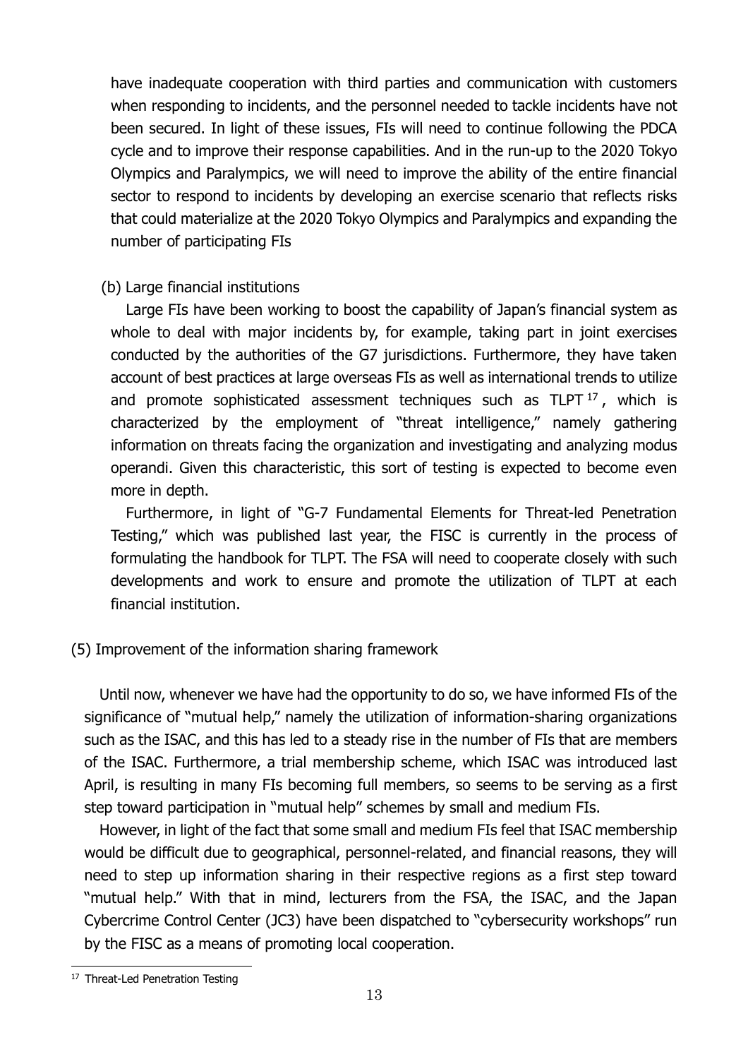have inadequate cooperation with third parties and communication with customers when responding to incidents, and the personnel needed to tackle incidents have not been secured. In light of these issues, FIs will need to continue following the PDCA cycle and to improve their response capabilities. And in the run-up to the 2020 Tokyo Olympics and Paralympics, we will need to improve the ability of the entire financial sector to respond to incidents by developing an exercise scenario that reflects risks that could materialize at the 2020 Tokyo Olympics and Paralympics and expanding the number of participating FIs

(b) Large financial institutions

Large FIs have been working to boost the capability of Japan's financial system as whole to deal with major incidents by, for example, taking part in joint exercises conducted by the authorities of the G7 jurisdictions. Furthermore, they have taken account of best practices at large overseas FIs as well as international trends to utilize and promote sophisticated assessment techniques such as TLPT[17], which is characterized by the employment of "threat intelligence," namely gathering information on threats facing the organization and investigating and analyzing modus operandi. Given this characteristic, this sort of testing is expected to become even more in depth.

Furthermore, in light of "G-7 Fundamental Elements for Threat-led Penetration Testing," which was published last year, the FISC is currently in the process of formulating the handbook for TLPT. The FSA will need to cooperate closely with such developments and work to ensure and promote the utilization of TLPT at each financial institution.

## (5) Improvement of the information sharing framework

Until now, whenever we have had the opportunity to do so, we have informed FIs of the significance of "mutual help," namely the utilization of information-sharing organizations such as the ISAC, and this has led to a steady rise in the number of FIs that are members of the ISAC. Furthermore, a trial membership scheme, which ISAC was introduced last April, is resulting in many FIs becoming full members, so seems to be serving as a first step toward participation in "mutual help" schemes by small and medium FIs.

However, in light of the fact that some small and medium FIs feel that ISAC membership would be difficult due to geographical, personnel-related, and financial reasons, they will need to step up information sharing in their respective regions as a first step toward "mutual help." With that in mind, lecturers from the FSA, the ISAC, and the Japan Cybercrime Control Center (JC3) have been dispatched to "cybersecurity workshops" run by the FISC as a means of promoting local cooperation.

[17] Threat-Led Penetration Testing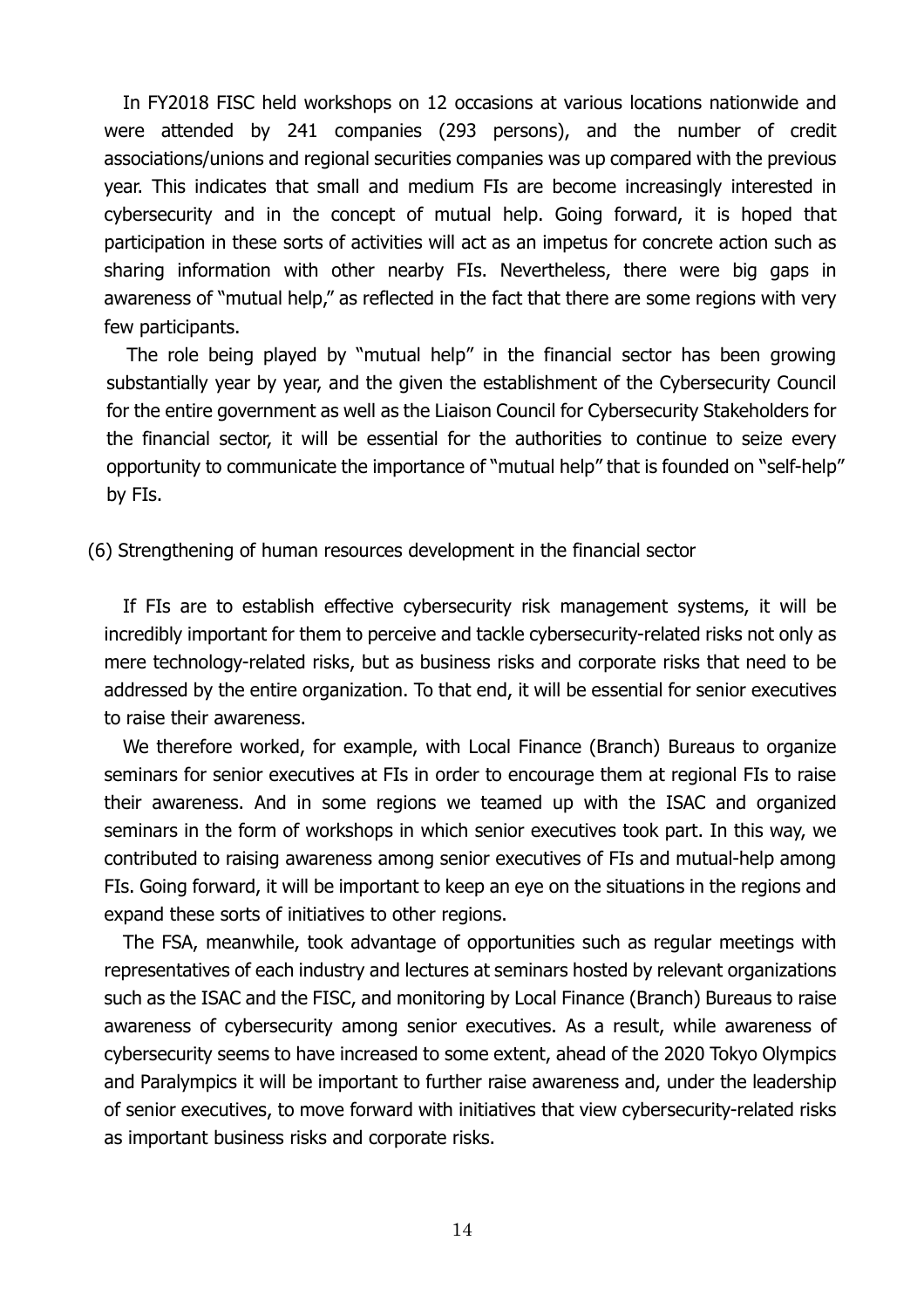In FY2018 FISC held workshops on 12 occasions at various locations nationwide and were attended by 241 companies (293 persons), and the number of credit associations/unions and regional securities companies was up compared with the previous year. This indicates that small and medium FIs are become increasingly interested in cybersecurity and in the concept of mutual help. Going forward, it is hoped that participation in these sorts of activities will act as an impetus for concrete action such as sharing information with other nearby FIs. Nevertheless, there were big gaps in awareness of "mutual help," as reflected in the fact that there are some regions with very few participants.

The role being played by "mutual help" in the financial sector has been growing substantially year by year, and the given the establishment of the Cybersecurity Council for the entire government as well as the Liaison Council for Cybersecurity Stakeholders for the financial sector, it will be essential for the authorities to continue to seize every opportunity to communicate the importance of "mutual help" that is founded on "self-help" by FIs.

### (6) Strengthening of human resources development in the financial sector

If FIs are to establish effective cybersecurity risk management systems, it will be incredibly important for them to perceive and tackle cybersecurity-related risks not only as mere technology-related risks, but as business risks and corporate risks that need to be addressed by the entire organization. To that end, it will be essential for senior executives to raise their awareness.

We therefore worked, for example, with Local Finance (Branch) Bureaus to organize seminars for senior executives at FIs in order to encourage them at regional FIs to raise their awareness. And in some regions we teamed up with the ISAC and organized seminars in the form of workshops in which senior executives took part. In this way, we contributed to raising awareness among senior executives of FIs and mutual-help among FIs. Going forward, it will be important to keep an eye on the situations in the regions and expand these sorts of initiatives to other regions.

The FSA, meanwhile, took advantage of opportunities such as regular meetings with representatives of each industry and lectures at seminars hosted by relevant organizations such as the ISAC and the FISC, and monitoring by Local Finance (Branch) Bureaus to raise awareness of cybersecurity among senior executives. As a result, while awareness of cybersecurity seems to have increased to some extent, ahead of the 2020 Tokyo Olympics and Paralympics it will be important to further raise awareness and, under the leadership of senior executives, to move forward with initiatives that view cybersecurity-related risks as important business risks and corporate risks.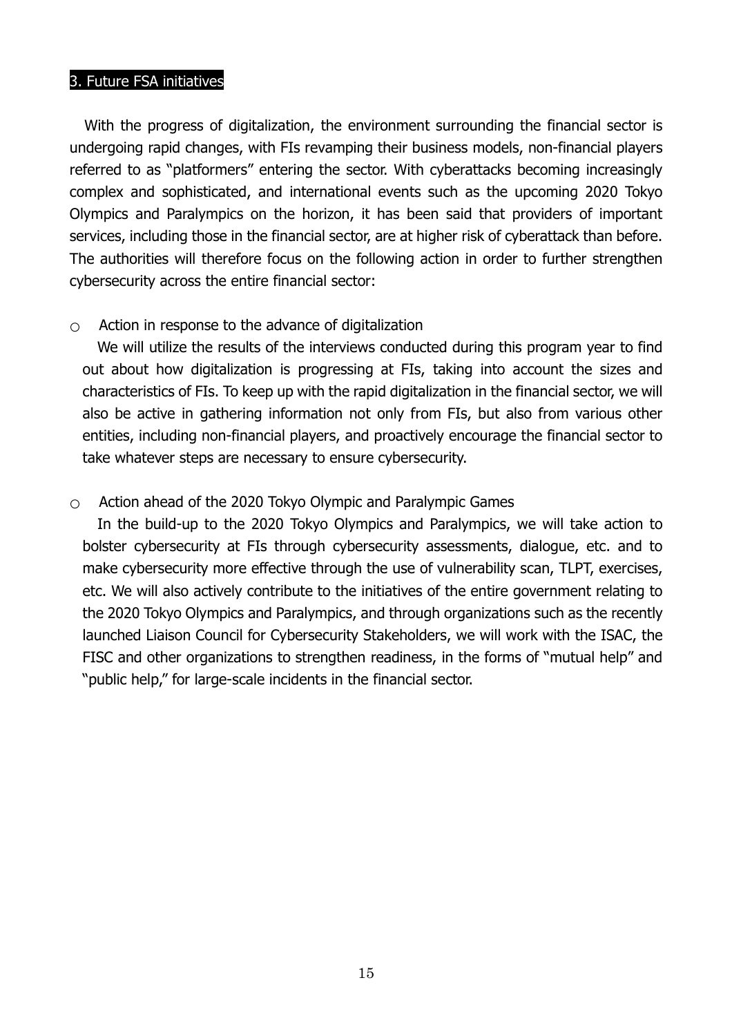## 3. Future FSA initiatives

With the progress of digitalization, the environment surrounding the financial sector is undergoing rapid changes, with FIs revamping their business models, non-financial players referred to as "platformers" entering the sector. With cyberattacks becoming increasingly complex and sophisticated, and international events such as the upcoming 2020 Tokyo Olympics and Paralympics on the horizon, it has been said that providers of important services, including those in the financial sector, are at higher risk of cyberattack than before. The authorities will therefore focus on the following action in order to further strengthen cybersecurity across the entire financial sector:

○ Action in response to the advance of digitalization

We will utilize the results of the interviews conducted during this program year to find out about how digitalization is progressing at FIs, taking into account the sizes and characteristics of FIs. To keep up with the rapid digitalization in the financial sector, we will also be active in gathering information not only from FIs, but also from various other entities, including non-financial players, and proactively encourage the financial sector to take whatever steps are necessary to ensure cybersecurity.

○ Action ahead of the 2020 Tokyo Olympic and Paralympic Games

In the build-up to the 2020 Tokyo Olympics and Paralympics, we will take action to bolster cybersecurity at FIs through cybersecurity assessments, dialogue, etc. and to make cybersecurity more effective through the use of vulnerability scan, TLPT, exercises, etc. We will also actively contribute to the initiatives of the entire government relating to the 2020 Tokyo Olympics and Paralympics, and through organizations such as the recently launched Liaison Council for Cybersecurity Stakeholders, we will work with the ISAC, the FISC and other organizations to strengthen readiness, in the forms of "mutual help" and "public help," for large-scale incidents in the financial sector.